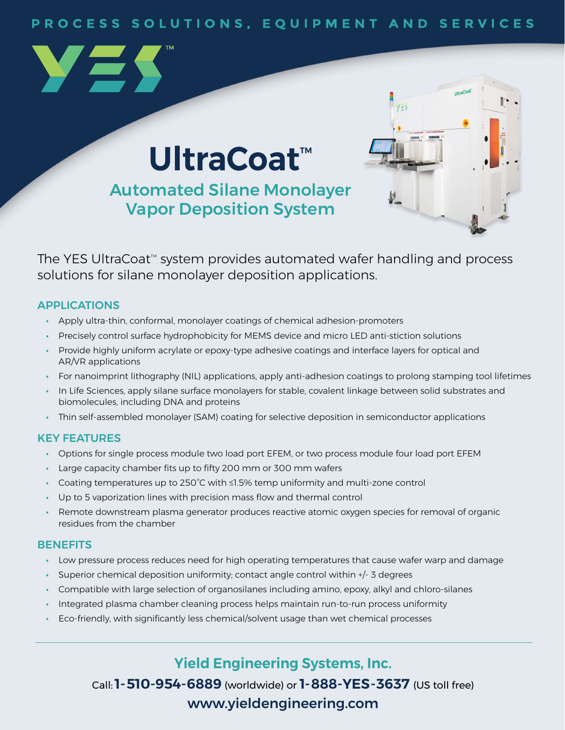PROCESS SOLUTIONS, EQUIPMENT AND SERVICES

YES™

# UltraCoat™

## Automated Silane Monolayer Vapor Deposition System

The YES UltraCoat™ system provides automated wafer handling and process solutions for silane monolayer deposition applications.

### APPLICATIONS

- Apply ultra-thin, conformal, monolayer coatings of chemical adhesion-promoters
- Precisely control surface hydrophobicity for MEMS device and micro LED anti-stiction solutions
- Provide highly uniform acrylate or epoxy-type adhesive coatings and interface layers for optical and AR/VR applications
- For nanoimprint lithography (NIL) applications, apply anti-adhesion coatings to prolong stamping tool lifetimes
- In Life Sciences, apply silane surface monolayers for stable, covalent linkage between solid substrates and biomolecules, including DNA and proteins
- Thin self-assembled monolayer (SAM) coating for selective deposition in semiconductor applications

### KEY FEATURES

- Options for single process module two load port EFEM, or two process module four load port EFEM
- Large capacity chamber fits up to fifty 200 mm or 300 mm wafers
- Coating temperatures up to 250˚C with ≤1.5% temp uniformity and multi-zone control
- Up to 5 vaporization lines with precision mass flow and thermal control
- Remote downstream plasma generator produces reactive atomic oxygen species for removal of organic residues from the chamber

### BENEFITS

- Low pressure process reduces need for high operating temperatures that cause wafer warp and damage
- Superior chemical deposition uniformity; contact angle control within +/- 3 degrees
- Compatible with large selection of organosilanes including amino, epoxy, alkyl and chloro-silanes
- Integrated plasma chamber cleaning process helps maintain run-to-run process uniformity
- Eco-friendly, with significantly less chemical/solvent usage than wet chemical processes

**Yield Engineering Systems, Inc.**

Call: **1-510-954-6889** (worldwide) or **1-888-YES-3637** (US toll free)

**www.yieldengineering.com**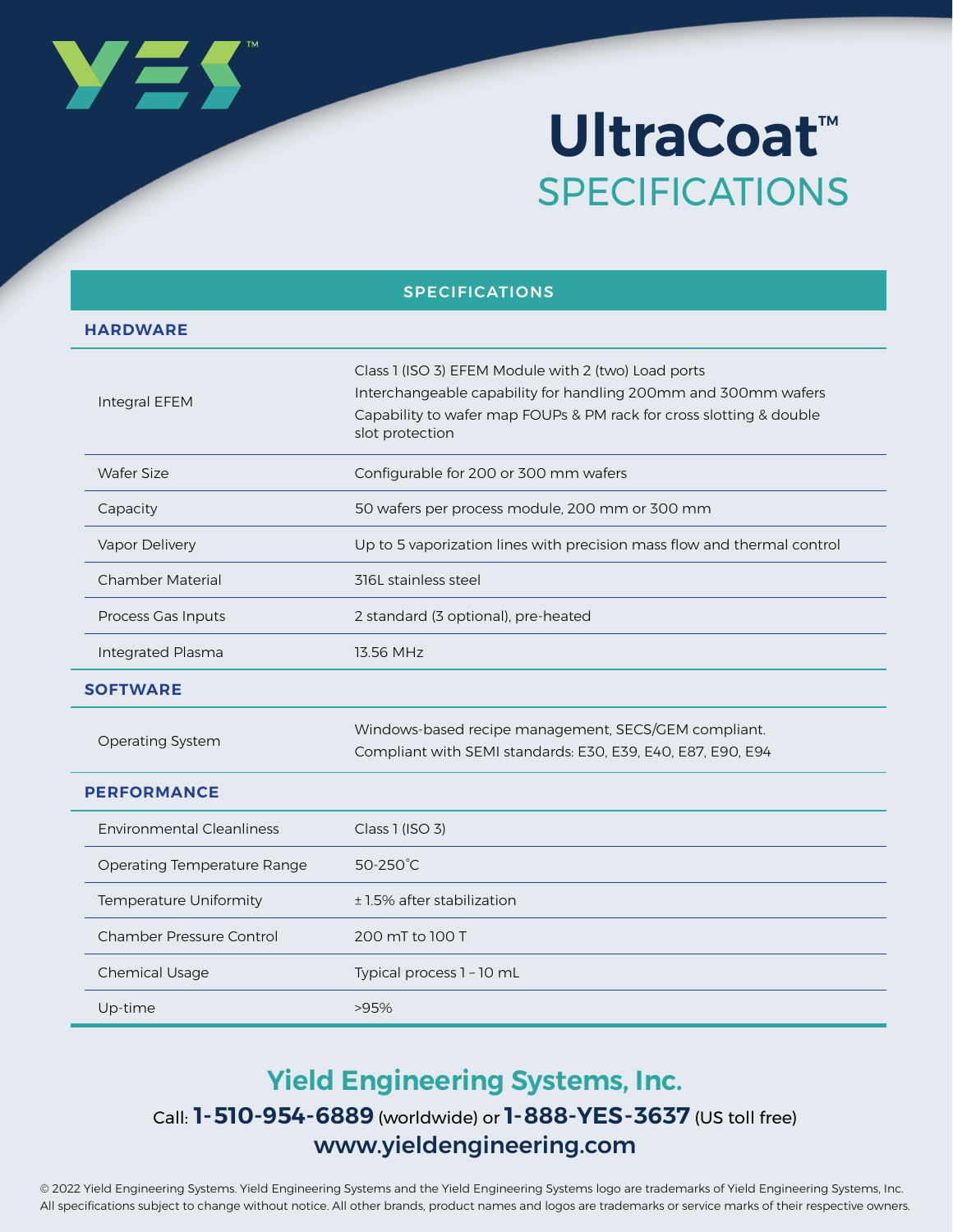# UltraCoat™

## SPECIFICATIONS

| SPECIFICATIONS | |
|---|---|
| **HARDWARE** | |
| Integral EFEM | Class 1 (ISO 3) EFEM Module with 2 (two) Load ports<br>Interchangeable capability for handling 200mm and 300mm wafers<br>Capability to wafer map FOUPs & PM rack for cross slotting & double slot protection |
| Wafer Size | Configurable for 200 or 300 mm wafers |
| Capacity | 50 wafers per process module, 200 mm or 300 mm |
| Vapor Delivery | Up to 5 vaporization lines with precision mass flow and thermal control |
| Chamber Material | 316L stainless steel |
| Process Gas Inputs | 2 standard (3 optional), pre-heated |
| Integrated Plasma | 13.56 MHz |
| **SOFTWARE** | |
| Operating System | Windows-based recipe management, SECS/GEM compliant.<br>Compliant with SEMI standards: E30, E39, E40, E87, E90, E94 |
| **PERFORMANCE** | |
| Environmental Cleanliness | Class 1 (ISO 3) |
| Operating Temperature Range | 50-250˚C |
| Temperature Uniformity | ± 1.5% after stabilization |
| Chamber Pressure Control | 200 mT to 100 T |
| Chemical Usage | Typical process 1 – 10 mL |
| Up-time | >95% |

## Yield Engineering Systems, Inc.

Call: **1-510-954-6889** (worldwide) or **1-888-YES-3637** (US toll free)

**www.yieldengineering.com**

© 2022 Yield Engineering Systems. Yield Engineering Systems and the Yield Engineering Systems logo are trademarks of Yield Engineering Systems, Inc. All specifications subject to change without notice. All other brands, product names and logos are trademarks or service marks of their respective owners.